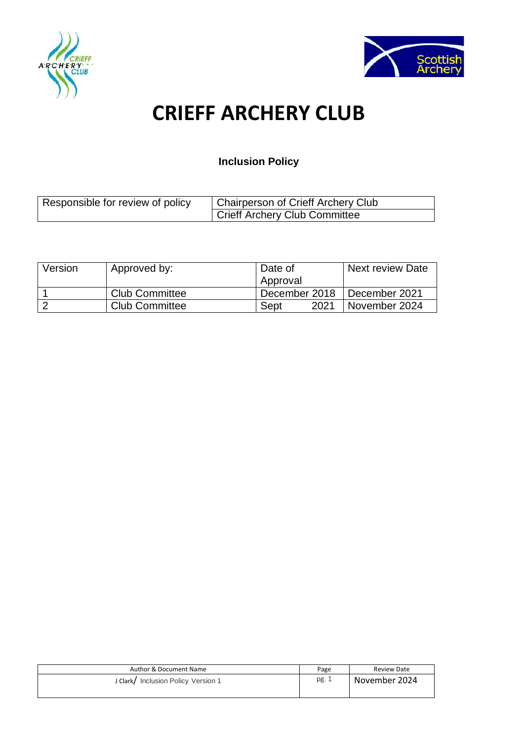# CRIEFF ARCHERY CLUB

**Inclusion Policy**

| Responsible for review of policy | Chairperson of Crieff Archery Club |
|---|---|
| | Crieff Archery Club Committee |

| Version | Approved by: | Date of Approval | Next review Date |
|---|---|---|---|
| 1 | Club Committee | December 2018 | December 2021 |
| 2 | Club Committee | Sept 2021 | November 2024 |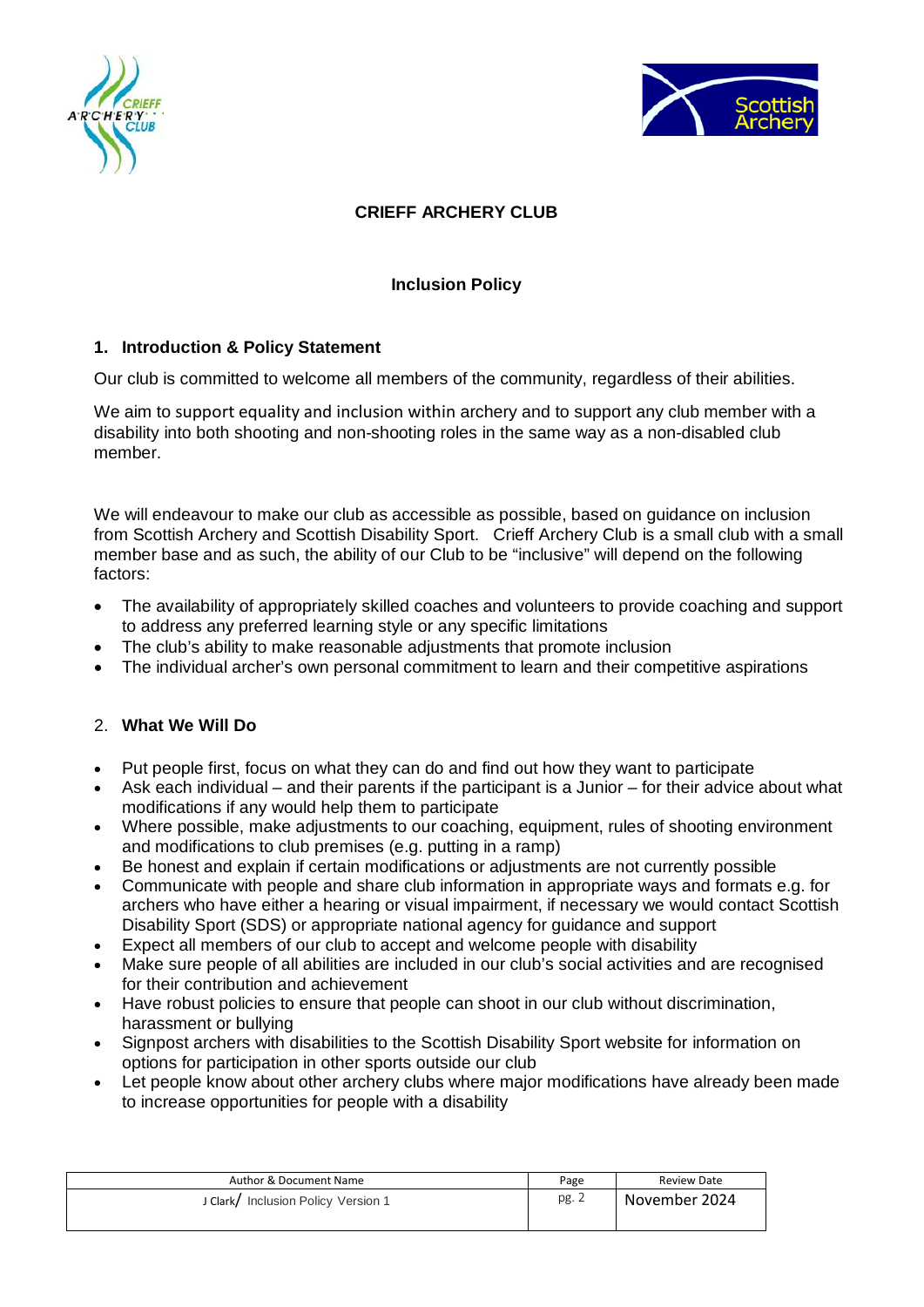# CRIEFF ARCHERY CLUB

## Inclusion Policy

### 1. Introduction & Policy Statement

Our club is committed to welcome all members of the community, regardless of their abilities.

We aim to support equality and inclusion within archery and to support any club member with a disability into both shooting and non-shooting roles in the same way as a non-disabled club member.

We will endeavour to make our club as accessible as possible, based on guidance on inclusion from Scottish Archery and Scottish Disability Sport. Crieff Archery Club is a small club with a small member base and as such, the ability of our Club to be "inclusive" will depend on the following factors:

- The availability of appropriately skilled coaches and volunteers to provide coaching and support to address any preferred learning style or any specific limitations
- The club's ability to make reasonable adjustments that promote inclusion
- The individual archer's own personal commitment to learn and their competitive aspirations

### 2. What We Will Do

- Put people first, focus on what they can do and find out how they want to participate
- Ask each individual – and their parents if the participant is a Junior – for their advice about what modifications if any would help them to participate
- Where possible, make adjustments to our coaching, equipment, rules of shooting environment and modifications to club premises (e.g. putting in a ramp)
- Be honest and explain if certain modifications or adjustments are not currently possible
- Communicate with people and share club information in appropriate ways and formats e.g. for archers who have either a hearing or visual impairment, if necessary we would contact Scottish Disability Sport (SDS) or appropriate national agency for guidance and support
- Expect all members of our club to accept and welcome people with disability
- Make sure people of all abilities are included in our club's social activities and are recognised for their contribution and achievement
- Have robust policies to ensure that people can shoot in our club without discrimination, harassment or bullying
- Signpost archers with disabilities to the Scottish Disability Sport website for information on options for participation in other sports outside our club
- Let people know about other archery clubs where major modifications have already been made to increase opportunities for people with a disability

| Author & Document Name | Page | Review Date |
|---|---|---|
| J Clark/ Inclusion Policy Version 1 | pg. 2 | November 2024 |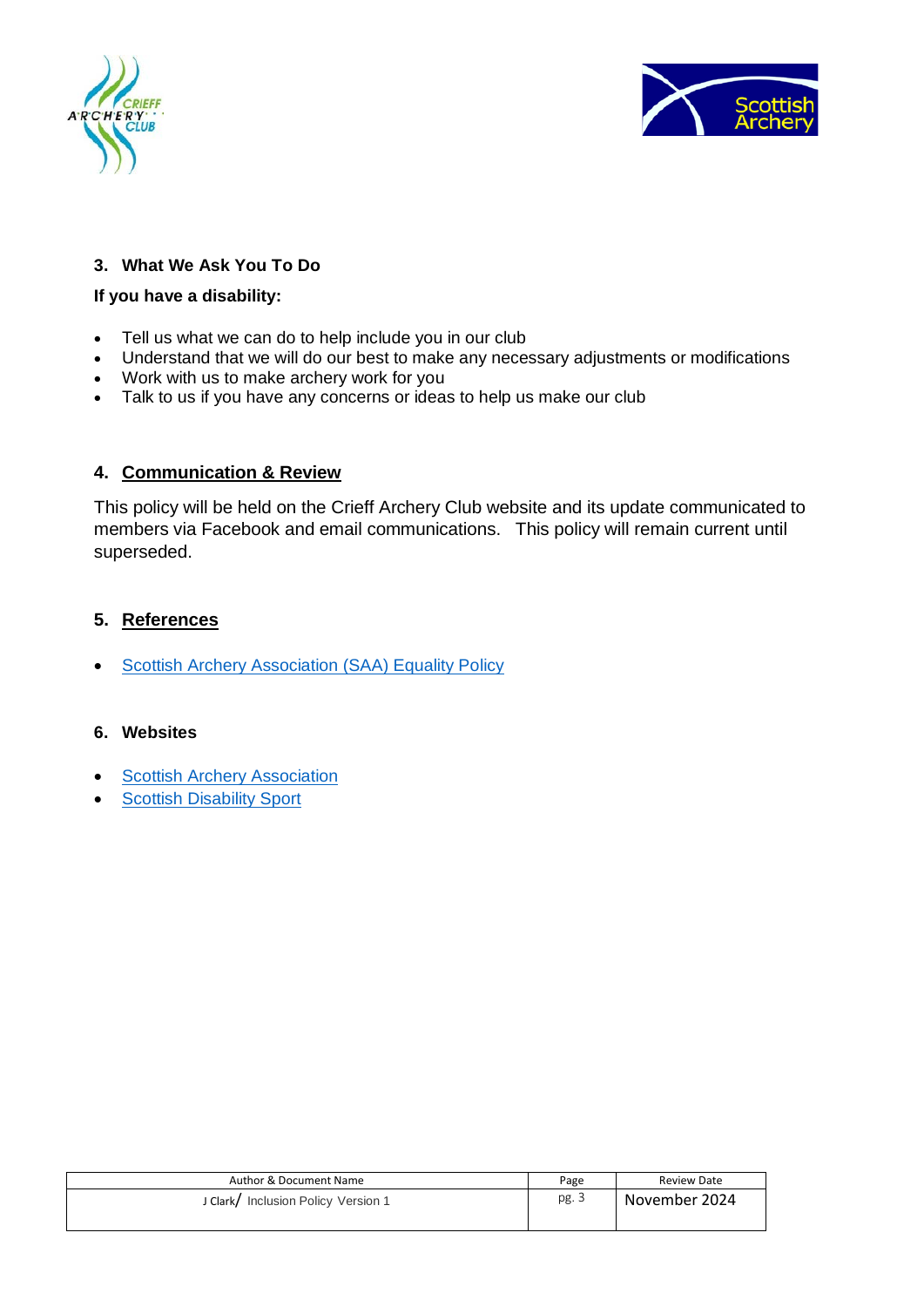## 3. What We Ask You To Do

**If you have a disability:**

- Tell us what we can do to help include you in our club
- Understand that we will do our best to make any necessary adjustments or modifications
- Work with us to make archery work for you
- Talk to us if you have any concerns or ideas to help us make our club

## 4. Communication & Review

This policy will be held on the Crieff Archery Club website and its update communicated to members via Facebook and email communications. This policy will remain current until superseded.

## 5. References

- Scottish Archery Association (SAA) Equality Policy

## 6. Websites

- Scottish Archery Association
- Scottish Disability Sport

| Author & Document Name | Page | Review Date |
|---|---|---|
| J Clark/ Inclusion Policy Version 1 | pg. 3 | November 2024 |